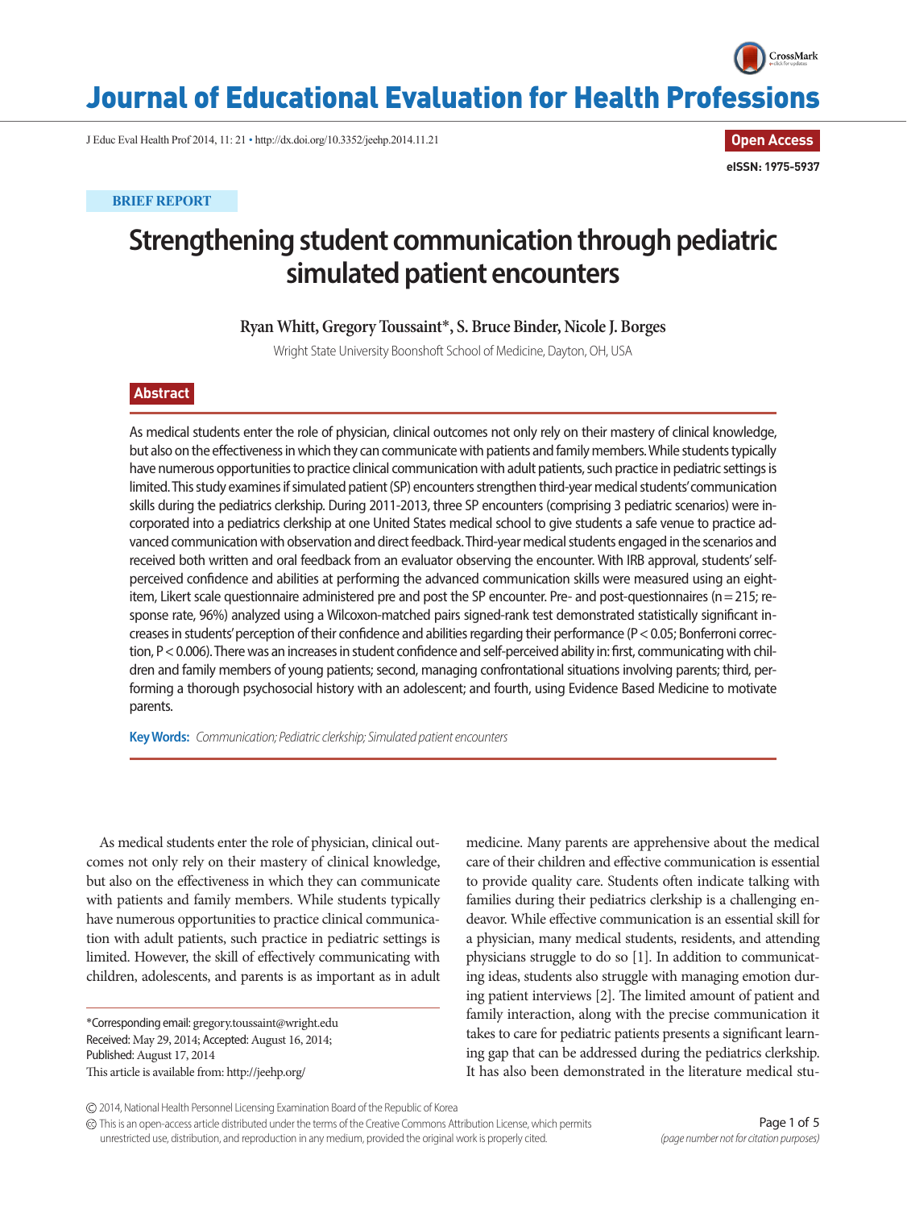BRIEF REPORT

# Strengthening student communication through pediatric simulated patient encounters

**Ryan Whitt, Gregory Toussaint*, S. Bruce Binder, Nicole J. Borges**

Wright State University Boonshoft School of Medicine, Dayton, OH, USA

## Abstract

As medical students enter the role of physician, clinical outcomes not only rely on their mastery of clinical knowledge, but also on the effectiveness in which they can communicate with patients and family members. While students typically have numerous opportunities to practice clinical communication with adult patients, such practice in pediatric settings is limited. This study examines if simulated patient (SP) encounters strengthen third-year medical students' communication skills during the pediatrics clerkship. During 2011-2013, three SP encounters (comprising 3 pediatric scenarios) were incorporated into a pediatrics clerkship at one United States medical school to give students a safe venue to practice advanced communication with observation and direct feedback. Third-year medical students engaged in the scenarios and received both written and oral feedback from an evaluator observing the encounter. With IRB approval, students' self-perceived confidence and abilities at performing the advanced communication skills were measured using an eight-item, Likert scale questionnaire administered pre and post the SP encounter. Pre- and post-questionnaires ($n = 215$; response rate, 96%) analyzed using a Wilcoxon-matched pairs signed-rank test demonstrated statistically significant increases in students' perception of their confidence and abilities regarding their performance ($P < 0.05$; Bonferroni correction, $P < 0.006$). There was an increases in student confidence and self-perceived ability in: first, communicating with children and family members of young patients; second, managing confrontational situations involving parents; third, performing a thorough psychosocial history with an adolescent; and fourth, using Evidence Based Medicine to motivate parents.

**Key Words:** *Communication; Pediatric clerkship; Simulated patient encounters*

As medical students enter the role of physician, clinical outcomes not only rely on their mastery of clinical knowledge, but also on the effectiveness in which they can communicate with patients and family members. While students typically have numerous opportunities to practice clinical communication with adult patients, such practice in pediatric settings is limited. However, the skill of effectively communicating with children, adolescents, and parents is as important as in adult medicine. Many parents are apprehensive about the medical care of their children and effective communication is essential to provide quality care. Students often indicate talking with families during their pediatrics clerkship is a challenging endeavor. While effective communication is an essential skill for a physician, many medical students, residents, and attending physicians struggle to do so [1]. In addition to communicating ideas, students also struggle with managing emotion during patient interviews [2]. The limited amount of patient and family interaction, along with the precise communication it takes to care for pediatric patients presents a significant learning gap that can be addressed during the pediatrics clerkship. It has also been demonstrated in the literature medical stu-

*Corresponding email: gregory.toussaint@wright.edu
Received: May 29, 2014; Accepted: August 16, 2014;
Published: August 17, 2014
This article is available from: http://jeehp.org/

© 2014, National Health Personnel Licensing Examination Board of the Republic of Korea

This is an open-access article distributed under the terms of the Creative Commons Attribution License, which permits unrestricted use, distribution, and reproduction in any medium, provided the original work is properly cited.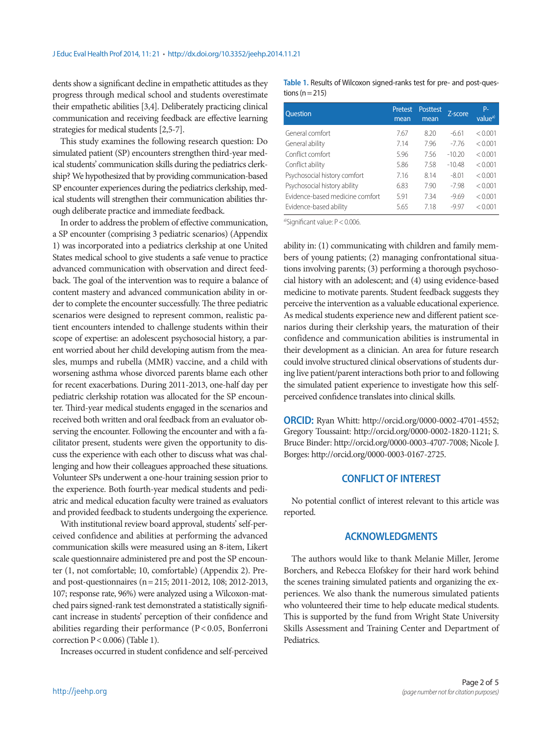dents show a significant decline in empathetic attitudes as they progress through medical school and students overestimate their empathetic abilities [3,4]. Deliberately practicing clinical communication and receiving feedback are effective learning strategies for medical students [2,5-7].

This study examines the following research question: Do simulated patient (SP) encounters strengthen third-year medical students' communication skills during the pediatrics clerkship? We hypothesized that by providing communication-based SP encounter experiences during the pediatrics clerkship, medical students will strengthen their communication abilities through deliberate practice and immediate feedback.

In order to address the problem of effective communication, a SP encounter (comprising 3 pediatric scenarios) (Appendix 1) was incorporated into a pediatrics clerkship at one United States medical school to give students a safe venue to practice advanced communication with observation and direct feedback. The goal of the intervention was to require a balance of content mastery and advanced communication ability in order to complete the encounter successfully. The three pediatric scenarios were designed to represent common, realistic patient encounters intended to challenge students within their scope of expertise: an adolescent psychosocial history, a parent worried about her child developing autism from the measles, mumps and rubella (MMR) vaccine, and a child with worsening asthma whose divorced parents blame each other for recent exacerbations. During 2011-2013, one-half day per pediatric clerkship rotation was allocated for the SP encounter. Third-year medical students engaged in the scenarios and received both written and oral feedback from an evaluator observing the encounter. Following the encounter and with a facilitator present, students were given the opportunity to discuss the experience with each other to discuss what was challenging and how their colleagues approached these situations. Volunteer SPs underwent a one-hour training session prior to the experience. Both fourth-year medical students and pediatric and medical education faculty were trained as evaluators and provided feedback to students undergoing the experience.

With institutional review board approval, students' self-perceived confidence and abilities at performing the advanced communication skills were measured using an 8-item, Likert scale questionnaire administered pre and post the SP encounter (1, not comfortable; 10, comfortable) (Appendix 2). Pre- and post-questionnaires (n = 215; 2011-2012, 108; 2012-2013, 107; response rate, 96%) were analyzed using a Wilcoxon-matched pairs signed-rank test demonstrated a statistically significant increase in students' perception of their confidence and abilities regarding their performance ($P < 0.05$, Bonferroni correction $P < 0.006$) (Table 1).

**Table 1.** Results of Wilcoxon signed-ranks test for pre- and post-questions (n = 215)

| Question | Pretest mean | Posttest mean | Z-score | P-value[a] |
|---|---|---|---|---|
| General comfort | 7.67 | 8.20 | -6.61 | < 0.001 |
| General ability | 7.14 | 7.96 | -7.76 | < 0.001 |
| Conflict comfort | 5.96 | 7.56 | -10.20 | < 0.001 |
| Conflict ability | 5.86 | 7.58 | -10.48 | < 0.001 |
| Psychosocial history comfort | 7.16 | 8.14 | -8.01 | < 0.001 |
| Psychosocial history ability | 6.83 | 7.90 | -7.98 | < 0.001 |
| Evidence-based medicine comfort | 5.91 | 7.34 | -9.69 | < 0.001 |
| Evidence-based ability | 5.65 | 7.18 | -9.97 | < 0.001 |

[a]Significant value: $P < 0.006$.

Increases occurred in student confidence and self-perceived ability in: (1) communicating with children and family members of young patients; (2) managing confrontational situations involving parents; (3) performing a thorough psychosocial history with an adolescent; and (4) using evidence-based medicine to motivate parents. Student feedback suggests they perceive the intervention as a valuable educational experience. As medical students experience new and different patient scenarios during their clerkship years, the maturation of their confidence and communication abilities is instrumental in their development as a clinician. An area for future research could involve structured clinical observations of students during live patient/parent interactions both prior to and following the simulated patient experience to investigate how this self-perceived confidence translates into clinical skills.

**ORCID:** Ryan Whitt: http://orcid.org/0000-0002-4701-4552; Gregory Toussaint: http://orcid.org/0000-0002-1820-1121; S. Bruce Binder: http://orcid.org/0000-0003-4707-7008; Nicole J. Borges: http://orcid.org/0000-0003-0167-2725.

## CONFLICT OF INTEREST

No potential conflict of interest relevant to this article was reported.

## ACKNOWLEDGMENTS

The authors would like to thank Melanie Miller, Jerome Borchers, and Rebecca Elofskey for their hard work behind the scenes training simulated patients and organizing the experiences. We also thank the numerous simulated patients who volunteered their time to help educate medical students. This is supported by the fund from Wright State University Skills Assessment and Training Center and Department of Pediatrics.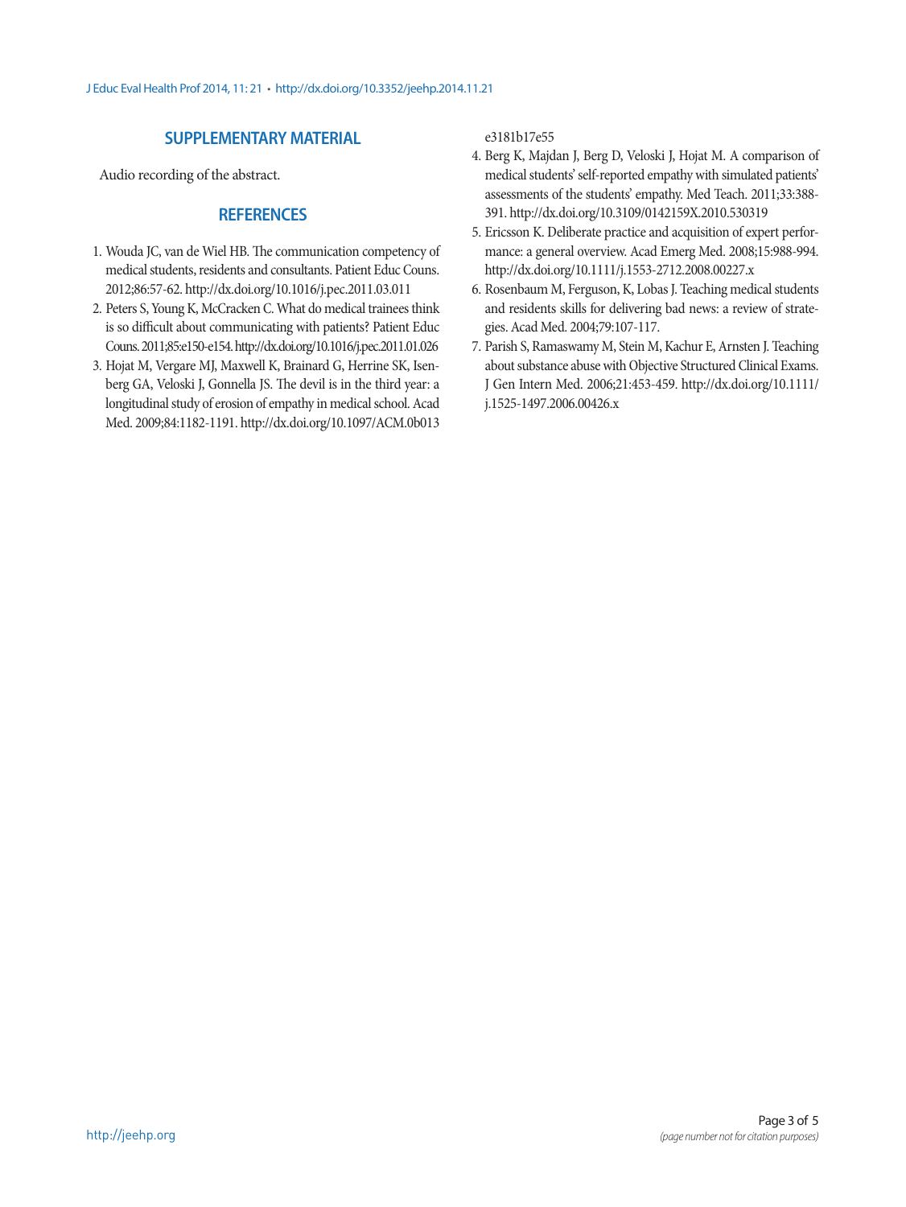## SUPPLEMENTARY MATERIAL

Audio recording of the abstract.

## REFERENCES

1. Wouda JC, van de Wiel HB. The communication competency of medical students, residents and consultants. Patient Educ Couns. 2012;86:57-62. http://dx.doi.org/10.1016/j.pec.2011.03.011
2. Peters S, Young K, McCracken C. What do medical trainees think is so difficult about communicating with patients? Patient Educ Couns. 2011;85:e150-e154. http://dx.doi.org/10.1016/j.pec.2011.01.026
3. Hojat M, Vergare MJ, Maxwell K, Brainard G, Herrine SK, Isenberg GA, Veloski J, Gonnella JS. The devil is in the third year: a longitudinal study of erosion of empathy in medical school. Acad Med. 2009;84:1182-1191. http://dx.doi.org/10.1097/ACM.0b013e3181b17e55
4. Berg K, Majdan J, Berg D, Veloski J, Hojat M. A comparison of medical students' self-reported empathy with simulated patients' assessments of the students' empathy. Med Teach. 2011;33:388-391. http://dx.doi.org/10.3109/0142159X.2010.530319
5. Ericsson K. Deliberate practice and acquisition of expert performance: a general overview. Acad Emerg Med. 2008;15:988-994. http://dx.doi.org/10.1111/j.1553-2712.2008.00227.x
6. Rosenbaum M, Ferguson, K, Lobas J. Teaching medical students and residents skills for delivering bad news: a review of strategies. Acad Med. 2004;79:107-117.
7. Parish S, Ramaswamy M, Stein M, Kachur E, Arnsten J. Teaching about substance abuse with Objective Structured Clinical Exams. J Gen Intern Med. 2006;21:453-459. http://dx.doi.org/10.1111/j.1525-1497.2006.00426.x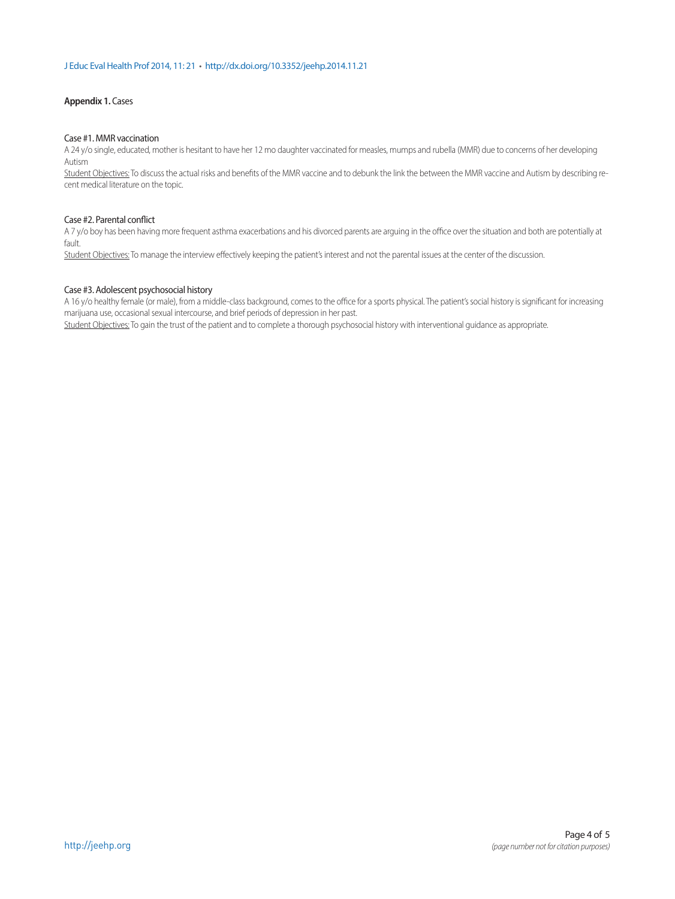**Appendix 1.** Cases

Case #1. MMR vaccination

A 24 y/o single, educated, mother is hesitant to have her 12 mo daughter vaccinated for measles, mumps and rubella (MMR) due to concerns of her developing Autism

Student Objectives: To discuss the actual risks and benefits of the MMR vaccine and to debunk the link the between the MMR vaccine and Autism by describing recent medical literature on the topic.

Case #2. Parental conflict

A 7 y/o boy has been having more frequent asthma exacerbations and his divorced parents are arguing in the office over the situation and both are potentially at fault.

Student Objectives: To manage the interview effectively keeping the patient's interest and not the parental issues at the center of the discussion.

Case #3. Adolescent psychosocial history

A 16 y/o healthy female (or male), from a middle-class background, comes to the office for a sports physical. The patient's social history is significant for increasing marijuana use, occasional sexual intercourse, and brief periods of depression in her past.

Student Objectives: To gain the trust of the patient and to complete a thorough psychosocial history with interventional guidance as appropriate.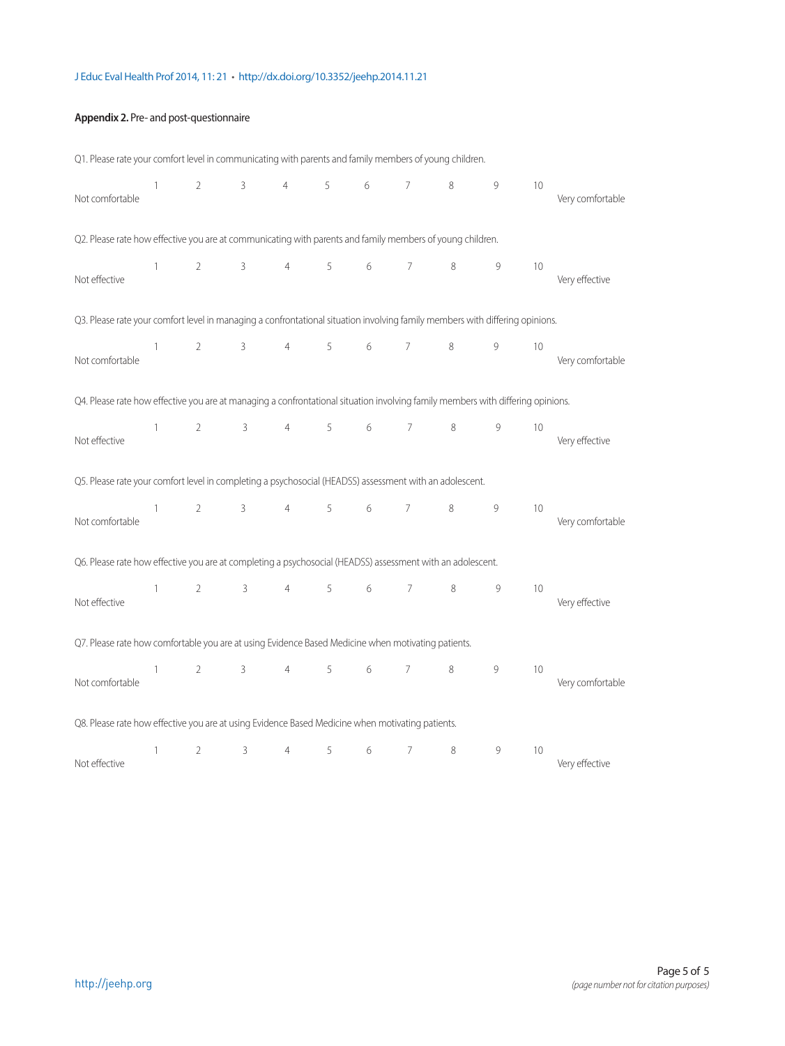**Appendix 2.** Pre- and post-questionnaire

Q1. Please rate your comfort level in communicating with parents and family members of young children.

| | 1 | 2 | 3 | 4 | 5 | 6 | 7 | 8 | 9 | 10 | |
|---|---|---|---|---|---|---|---|---|---|---|---|
| Not comfortable | | | | | | | | | | | Very comfortable |

Q2. Please rate how effective you are at communicating with parents and family members of young children.

| | 1 | 2 | 3 | 4 | 5 | 6 | 7 | 8 | 9 | 10 | |
|---|---|---|---|---|---|---|---|---|---|---|---|
| Not effective | | | | | | | | | | | Very effective |

Q3. Please rate your comfort level in managing a confrontational situation involving family members with differing opinions.

| | 1 | 2 | 3 | 4 | 5 | 6 | 7 | 8 | 9 | 10 | |
|---|---|---|---|---|---|---|---|---|---|---|---|
| Not comfortable | | | | | | | | | | | Very comfortable |

Q4. Please rate how effective you are at managing a confrontational situation involving family members with differing opinions.

| | 1 | 2 | 3 | 4 | 5 | 6 | 7 | 8 | 9 | 10 | |
|---|---|---|---|---|---|---|---|---|---|---|---|
| Not effective | | | | | | | | | | | Very effective |

Q5. Please rate your comfort level in completing a psychosocial (HEADSS) assessment with an adolescent.

| | 1 | 2 | 3 | 4 | 5 | 6 | 7 | 8 | 9 | 10 | |
|---|---|---|---|---|---|---|---|---|---|---|---|
| Not comfortable | | | | | | | | | | | Very comfortable |

Q6. Please rate how effective you are at completing a psychosocial (HEADSS) assessment with an adolescent.

| | 1 | 2 | 3 | 4 | 5 | 6 | 7 | 8 | 9 | 10 | |
|---|---|---|---|---|---|---|---|---|---|---|---|
| Not effective | | | | | | | | | | | Very effective |

Q7. Please rate how comfortable you are at using Evidence Based Medicine when motivating patients.

| | 1 | 2 | 3 | 4 | 5 | 6 | 7 | 8 | 9 | 10 | |
|---|---|---|---|---|---|---|---|---|---|---|---|
| Not comfortable | | | | | | | | | | | Very comfortable |

Q8. Please rate how effective you are at using Evidence Based Medicine when motivating patients.

| | 1 | 2 | 3 | 4 | 5 | 6 | 7 | 8 | 9 | 10 | |
|---|---|---|---|---|---|---|---|---|---|---|---|
| Not effective | | | | | | | | | | | Very effective |